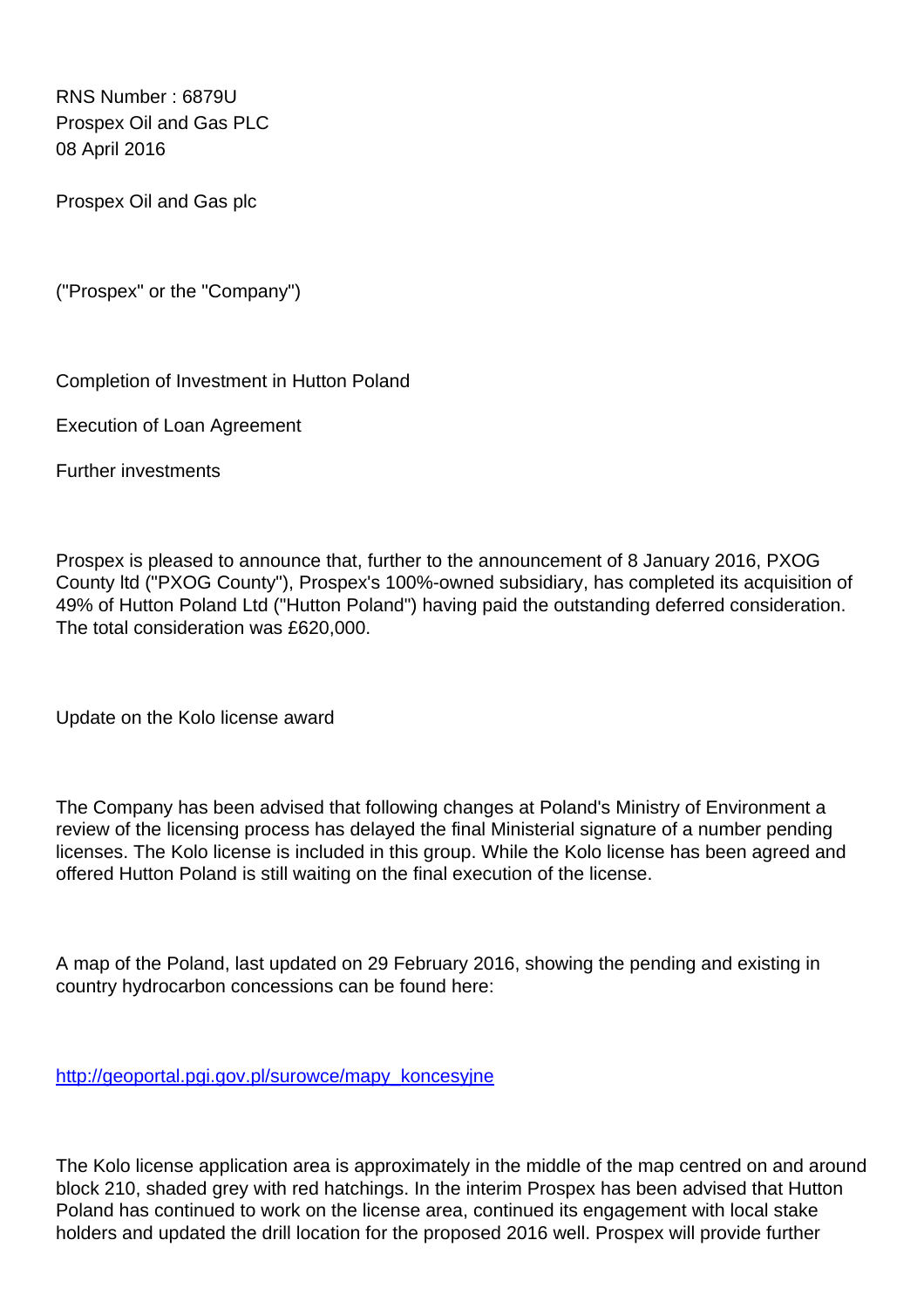RNS Number : 6879U
Prospex Oil and Gas PLC
08 April 2016

Prospex Oil and Gas plc

("Prospex" or the "Company")

Completion of Investment in Hutton Poland

Execution of Loan Agreement

Further investments

Prospex is pleased to announce that, further to the announcement of 8 January 2016, PXOG County ltd ("PXOG County"), Prospex's 100%-owned subsidiary, has completed its acquisition of 49% of Hutton Poland Ltd ("Hutton Poland") having paid the outstanding deferred consideration. The total consideration was £620,000.

Update on the Kolo license award

The Company has been advised that following changes at Poland's Ministry of Environment a review of the licensing process has delayed the final Ministerial signature of a number pending licenses. The Kolo license is included in this group. While the Kolo license has been agreed and offered Hutton Poland is still waiting on the final execution of the license.

A map of the Poland, last updated on 29 February 2016, showing the pending and existing in country hydrocarbon concessions can be found here:

http://geoportal.pgi.gov.pl/surowce/mapy_koncesyjne

The Kolo license application area is approximately in the middle of the map centred on and around block 210, shaded grey with red hatchings. In the interim Prospex has been advised that Hutton Poland has continued to work on the license area, continued its engagement with local stake holders and updated the drill location for the proposed 2016 well. Prospex will provide further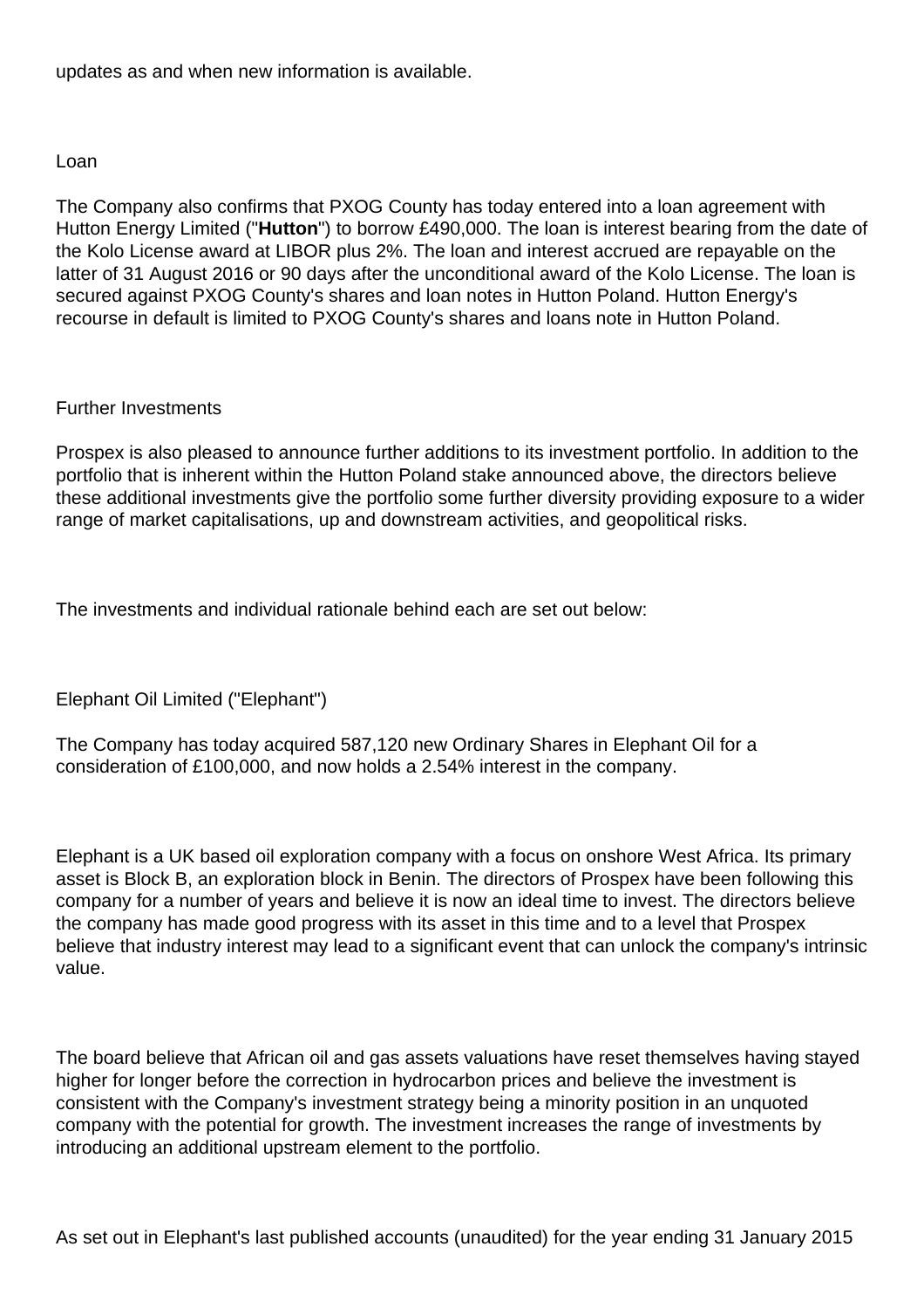updates as and when new information is available.

Loan

The Company also confirms that PXOG County has today entered into a loan agreement with Hutton Energy Limited ("**Hutton**") to borrow £490,000. The loan is interest bearing from the date of the Kolo License award at LIBOR plus 2%. The loan and interest accrued are repayable on the latter of 31 August 2016 or 90 days after the unconditional award of the Kolo License. The loan is secured against PXOG County's shares and loan notes in Hutton Poland. Hutton Energy's recourse in default is limited to PXOG County's shares and loans note in Hutton Poland.

Further Investments

Prospex is also pleased to announce further additions to its investment portfolio. In addition to the portfolio that is inherent within the Hutton Poland stake announced above, the directors believe these additional investments give the portfolio some further diversity providing exposure to a wider range of market capitalisations, up and downstream activities, and geopolitical risks.

The investments and individual rationale behind each are set out below:

Elephant Oil Limited ("Elephant")

The Company has today acquired 587,120 new Ordinary Shares in Elephant Oil for a consideration of £100,000, and now holds a 2.54% interest in the company.

Elephant is a UK based oil exploration company with a focus on onshore West Africa. Its primary asset is Block B, an exploration block in Benin. The directors of Prospex have been following this company for a number of years and believe it is now an ideal time to invest. The directors believe the company has made good progress with its asset in this time and to a level that Prospex believe that industry interest may lead to a significant event that can unlock the company's intrinsic value.

The board believe that African oil and gas assets valuations have reset themselves having stayed higher for longer before the correction in hydrocarbon prices and believe the investment is consistent with the Company's investment strategy being a minority position in an unquoted company with the potential for growth. The investment increases the range of investments by introducing an additional upstream element to the portfolio.

As set out in Elephant's last published accounts (unaudited) for the year ending 31 January 2015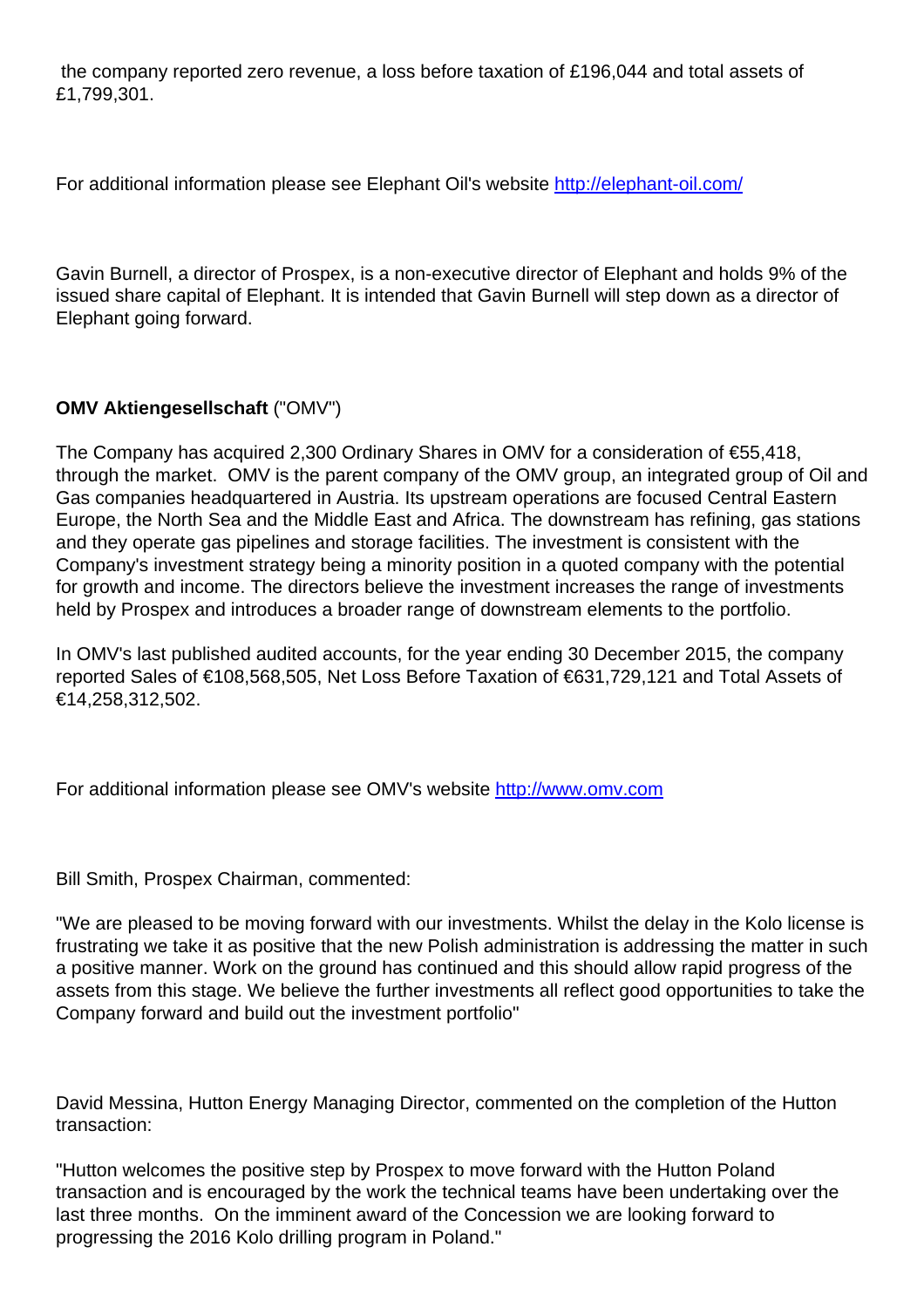the company reported zero revenue, a loss before taxation of £196,044 and total assets of £1,799,301.

For additional information please see Elephant Oil's website [http://elephant-oil.com/](http://elephant-oil.com/)

Gavin Burnell, a director of Prospex, is a non-executive director of Elephant and holds 9% of the issued share capital of Elephant. It is intended that Gavin Burnell will step down as a director of Elephant going forward.

**OMV Aktiengesellschaft** ("OMV")

The Company has acquired 2,300 Ordinary Shares in OMV for a consideration of €55,418, through the market. OMV is the parent company of the OMV group, an integrated group of Oil and Gas companies headquartered in Austria. Its upstream operations are focused Central Eastern Europe, the North Sea and the Middle East and Africa. The downstream has refining, gas stations and they operate gas pipelines and storage facilities. The investment is consistent with the Company's investment strategy being a minority position in a quoted company with the potential for growth and income. The directors believe the investment increases the range of investments held by Prospex and introduces a broader range of downstream elements to the portfolio.

In OMV's last published audited accounts, for the year ending 30 December 2015, the company reported Sales of €108,568,505, Net Loss Before Taxation of €631,729,121 and Total Assets of €14,258,312,502.

For additional information please see OMV's website [http://www.omv.com](http://www.omv.com)

Bill Smith, Prospex Chairman, commented:

"We are pleased to be moving forward with our investments. Whilst the delay in the Kolo license is frustrating we take it as positive that the new Polish administration is addressing the matter in such a positive manner. Work on the ground has continued and this should allow rapid progress of the assets from this stage. We believe the further investments all reflect good opportunities to take the Company forward and build out the investment portfolio"

David Messina, Hutton Energy Managing Director, commented on the completion of the Hutton transaction:

"Hutton welcomes the positive step by Prospex to move forward with the Hutton Poland transaction and is encouraged by the work the technical teams have been undertaking over the last three months. On the imminent award of the Concession we are looking forward to progressing the 2016 Kolo drilling program in Poland."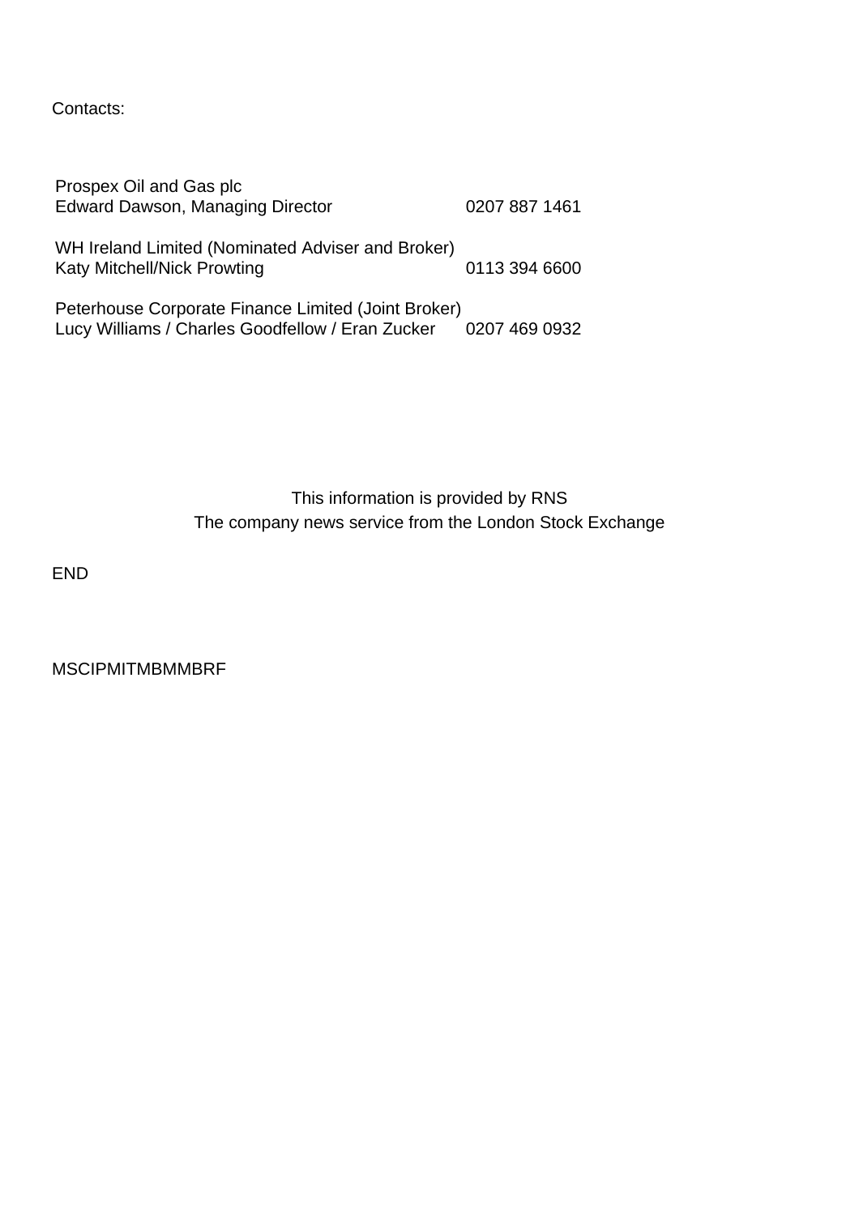Contacts:

| | |
|---|---|
| Prospex Oil and Gas plc | |
| Edward Dawson, Managing Director | 0207 887 1461 |
| | |
| WH Ireland Limited (Nominated Adviser and Broker) | |
| Katy Mitchell/Nick Prowting | 0113 394 6600 |
| | |
| Peterhouse Corporate Finance Limited (Joint Broker) | |
| Lucy Williams / Charles Goodfellow / Eran Zucker | 0207 469 0932 |

This information is provided by RNS
The company news service from the London Stock Exchange

END

MSCIPMITMBMMBRF